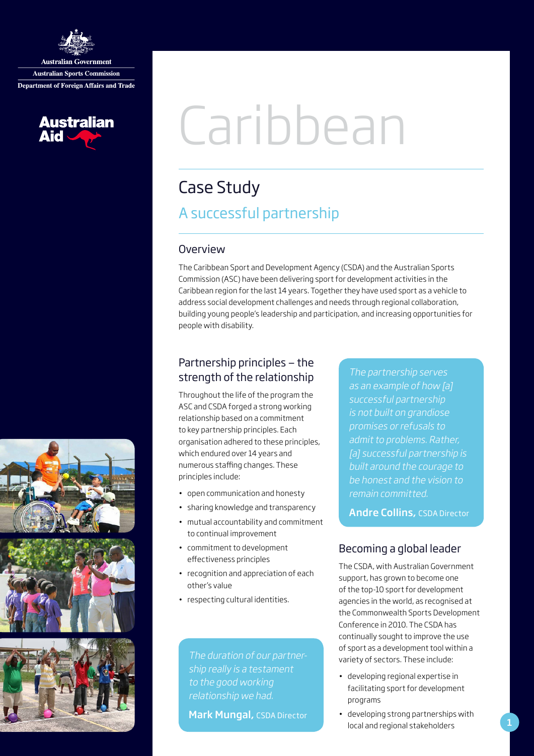Australian Government

Australian Sports Commission

Department of Foreign Affairs and Trade

Australian Aid

# Caribbean

## Case Study

### A successful partnership

### Overview

The Caribbean Sport and Development Agency (CSDA) and the Australian Sports Commission (ASC) have been delivering sport for development activities in the Caribbean region for the last 14 years. Together they have used sport as a vehicle to address social development challenges and needs through regional collaboration, building young people's leadership and participation, and increasing opportunities for people with disability.

### Partnership principles – the strength of the relationship

Throughout the life of the program the ASC and CSDA forged a strong working relationship based on a commitment to key partnership principles. Each organisation adhered to these principles, which endured over 14 years and numerous staffing changes. These principles include:

- open communication and honesty
- sharing knowledge and transparency
- mutual accountability and commitment to continual improvement
- commitment to development effectiveness principles
- recognition and appreciation of each other's value
- respecting cultural identities.

> *The duration of our partnership really is a testament to the good working relationship we had.*
>
> **Mark Mungal,** CSDA Director

> *The partnership serves as an example of how [a] successful partnership is not built on grandiose promises or refusals to admit to problems. Rather, [a] successful partnership is built around the courage to be honest and the vision to remain committed.*
>
> **Andre Collins,** CSDA Director

### Becoming a global leader

The CSDA, with Australian Government support, has grown to become one of the top-10 sport for development agencies in the world, as recognised at the Commonwealth Sports Development Conference in 2010. The CSDA has continually sought to improve the use of sport as a development tool within a variety of sectors. These include:

- developing regional expertise in facilitating sport for development programs
- developing strong partnerships with local and regional stakeholders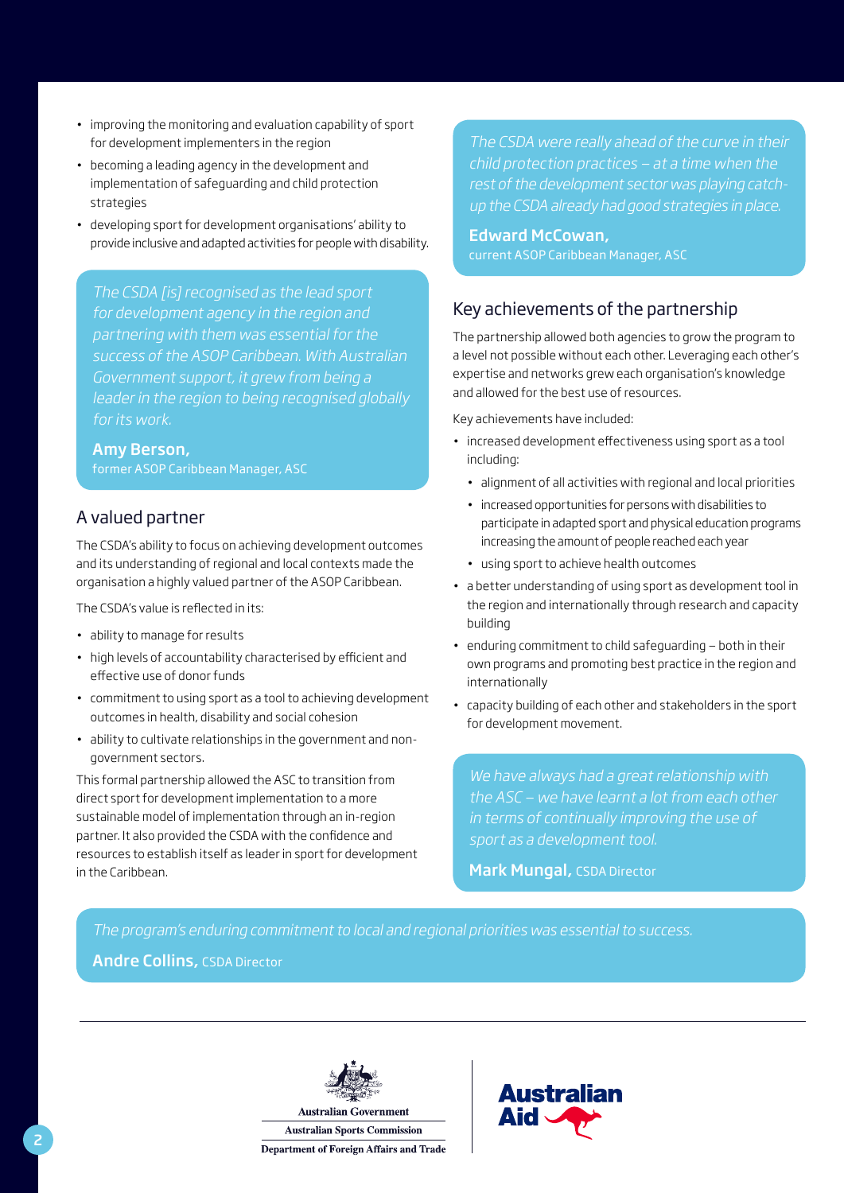- improving the monitoring and evaluation capability of sport for development implementers in the region
- becoming a leading agency in the development and implementation of safeguarding and child protection strategies
- developing sport for development organisations' ability to provide inclusive and adapted activities for people with disability.

> *The CSDA [is] recognised as the lead sport for development agency in the region and partnering with them was essential for the success of the ASOP Caribbean. With Australian Government support, it grew from being a leader in the region to being recognised globally for its work.*
>
> **Amy Berson,**
> former ASOP Caribbean Manager, ASC

## A valued partner

The CSDA's ability to focus on achieving development outcomes and its understanding of regional and local contexts made the organisation a highly valued partner of the ASOP Caribbean.

The CSDA's value is reflected in its:

- ability to manage for results
- high levels of accountability characterised by efficient and effective use of donor funds
- commitment to using sport as a tool to achieving development outcomes in health, disability and social cohesion
- ability to cultivate relationships in the government and non-government sectors.

This formal partnership allowed the ASC to transition from direct sport for development implementation to a more sustainable model of implementation through an in-region partner. It also provided the CSDA with the confidence and resources to establish itself as leader in sport for development in the Caribbean.

> *The CSDA were really ahead of the curve in their child protection practices – at a time when the rest of the development sector was playing catch-up the CSDA already had good strategies in place.*
>
> **Edward McCowan,**
> current ASOP Caribbean Manager, ASC

## Key achievements of the partnership

The partnership allowed both agencies to grow the program to a level not possible without each other. Leveraging each other's expertise and networks grew each organisation's knowledge and allowed for the best use of resources.

Key achievements have included:

- increased development effectiveness using sport as a tool including:
  - alignment of all activities with regional and local priorities
  - increased opportunities for persons with disabilities to participate in adapted sport and physical education programs increasing the amount of people reached each year
  - using sport to achieve health outcomes
- a better understanding of using sport as development tool in the region and internationally through research and capacity building
- enduring commitment to child safeguarding – both in their own programs and promoting best practice in the region and internationally
- capacity building of each other and stakeholders in the sport for development movement.

> *We have always had a great relationship with the ASC – we have learnt a lot from each other in terms of continually improving the use of sport as a development tool.*
>
> **Mark Mungal,** CSDA Director

> *The program's enduring commitment to local and regional priorities was essential to success.*
>
> **Andre Collins,** CSDA Director

Australian Government
Australian Sports Commission
Department of Foreign Affairs and Trade

Australian Aid